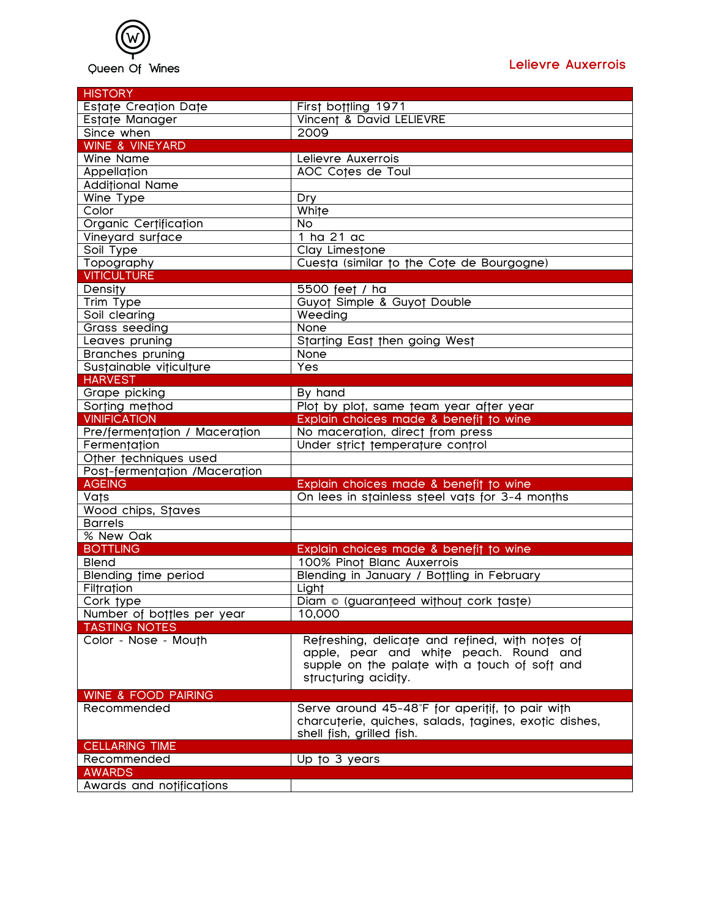Queen Of Wines

# Lelievre Auxerrois

| HISTORY | |
|---|---|
| Estate Creation Date | First bottling 1971 |
| Estate Manager | Vincent & David LELIEVRE |
| Since when | 2009 |
| **WINE & VINEYARD** | |
| Wine Name | Lelievre Auxerrois |
| Appellation | AOC Cotes de Toul |
| Additional Name | |
| Wine Type | Dry |
| Color | White |
| Organic Certification | No |
| Vineyard surface | 1 ha 21 ac |
| Soil Type | Clay Limestone |
| Topography | Cuesta (similar to the Cote de Bourgogne) |
| **VITICULTURE** | |
| Density | 5500 feet / ha |
| Trim Type | Guyot Simple & Guyot Double |
| Soil clearing | Weeding |
| Grass seeding | None |
| Leaves pruning | Starting East then going West |
| Branches pruning | None |
| Sustainable viticulture | Yes |
| **HARVEST** | |
| Grape picking | By hand |
| Sorting method | Plot by plot, same team year after year |
| **VINIFICATION** | **Explain choices made & benefit to wine** |
| Pre/fermentation / Maceration | No maceration, direct from press |
| Fermentation | Under strict temperature control |
| Other techniques used | |
| Post-fermentation /Maceration | |
| **AGEING** | **Explain choices made & benefit to wine** |
| Vats | On lees in stainless steel vats for 3-4 months |
| Wood chips, Staves | |
| Barrels | |
| % New Oak | |
| **BOTTLING** | **Explain choices made & benefit to wine** |
| Blend | 100% Pinot Blanc Auxerrois |
| Blending time period | Blending in January / Bottling in February |
| Filtration | Light |
| Cork type | Diam © (guaranteed without cork taste) |
| Number of bottles per year | 10,000 |
| **TASTING NOTES** | |
| Color - Nose - Mouth | Refreshing, delicate and refined, with notes of apple, pear and white peach. Round and supple on the palate with a touch of soft and structuring acidity. |
| **WINE & FOOD PAIRING** | |
| Recommended | Serve around 45-48°F for aperitif, to pair with charcuterie, quiches, salads, tagines, exotic dishes, shell fish, grilled fish. |
| **CELLARING TIME** | |
| Recommended | Up to 3 years |
| **AWARDS** | |
| Awards and notifications | |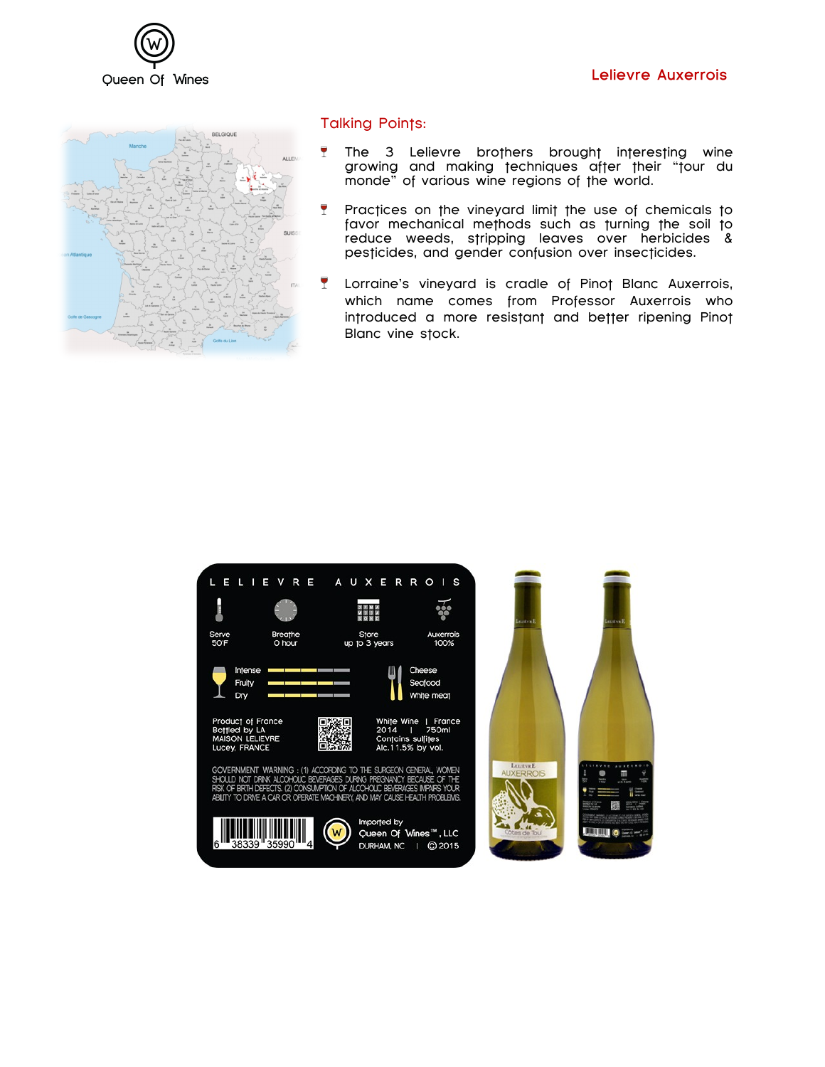Queen Of Wines

# Lelievre Auxerrois

## Talking Points:

- The 3 Lelievre brothers brought interesting wine growing and making techniques after their "tour du monde" of various wine regions of the world.
- Practices on the vineyard limit the use of chemicals to favor mechanical methods such as turning the soil to reduce weeds, stripping leaves over herbicides & pesticides, and gender confusion over insecticides.
- Lorraine's vineyard is cradle of Pinot Blanc Auxerrois, which name comes from Professor Auxerrois who introduced a more resistant and better ripening Pinot Blanc vine stock.

L E L I E V R E A U X E R R O I S

Serve 50'F

Breathe 0 hour

Store up to 3 years

Auxerrois 100%

Intense

Fruity

Dry

Cheese

Seafood

White meat

Product of France
Bottled by LA MAISON LELIEVRE
Lucey, FRANCE

White Wine | France
2014 | 750ml
Contains sulfites
Alc.11.5% by vol.

GOVERNMENT WARNING : (1) ACCORDING TO THE SURGEON GENERAL, WOMEN SHOULD NOT DRINK ALCOHOLIC BEVERAGES DURING PREGNANCY BECAUSE OF THE RISK OF BIRTH DEFECTS. (2) CONSUMPTION OF ALCOHOLIC BEVERAGES IMPAIRS YOUR ABILITY TO DRIVE A CAR OR OPERATE MACHINERY, AND MAY CAUSE HEALTH PROBLEMS.

6 38339 35990 4

Imported by
Queen Of Wines™, LLC
DURHAM, NC | © 2015

LELIEVRE
AUXERROIS
Côtes de Toul